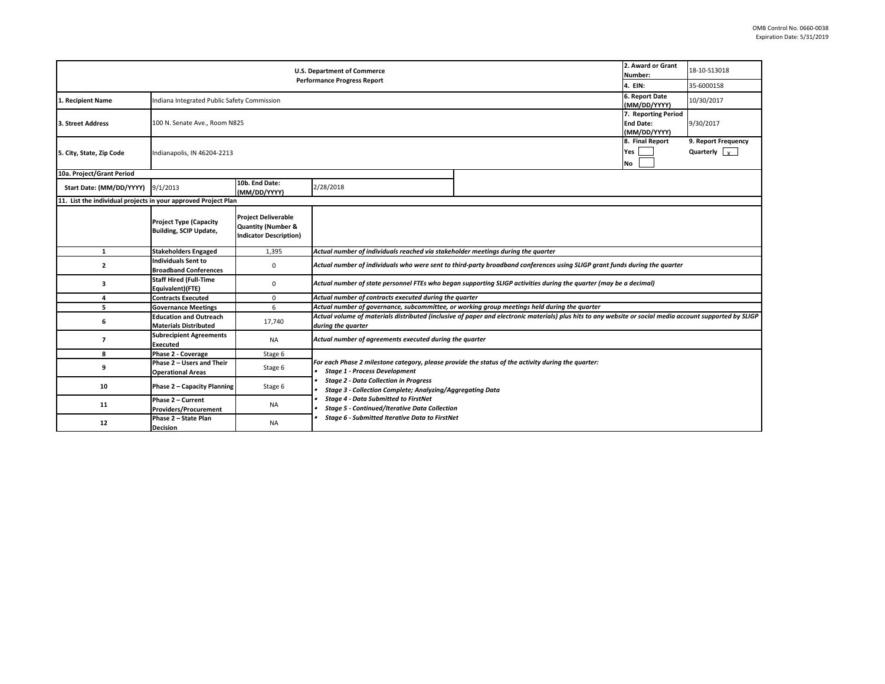OMB Control No. 0660-0038
Expiration Date: 5/31/2019

| U.S. Department of Commerce<br>Performance Progress Report | | 2. Award or Grant Number: | 18-10-S13018 |
|---|---|---|---|
| | | 4. EIN: | 35-6000158 |
| 1. Recipient Name | Indiana Integrated Public Safety Commission | 6. Report Date (MM/DD/YYYY) | 10/30/2017 |
| 3. Street Address | 100 N. Senate Ave., Room N825 | 7. Reporting Period End Date: (MM/DD/YYYY) | 9/30/2017 |
| 5. City, State, Zip Code | Indianapolis, IN 46204-2213 | 8. Final Report<br>Yes [ ]<br>No [ ] | 9. Report Frequency<br>Quarterly [x] |

**10a. Project/Grant Period**

| Start Date: (MM/DD/YYYY) | 9/1/2013 | 10b. End Date: (MM/DD/YYYY) | 2/28/2018 |
|---|---|---|---|

**11. List the individual projects in your approved Project Plan**

| | Project Type (Capacity Building, SCIP Update, | Project Deliverable Quantity (Number & Indicator Description) | |
|---|---|---|---|
| 1 | Stakeholders Engaged | 1,395 | *Actual number of individuals reached via stakeholder meetings during the quarter* |
| 2 | Individuals Sent to Broadband Conferences | 0 | *Actual number of individuals who were sent to third-party broadband conferences using SLIGP grant funds during the quarter* |
| 3 | Staff Hired (Full-Time Equivalent)(FTE) | 0 | *Actual number of state personnel FTEs who began supporting SLIGP activities during the quarter (may be a decimal)* |
| 4 | Contracts Executed | 0 | *Actual number of contracts executed during the quarter* |
| 5 | Governance Meetings | 6 | *Actual number of governance, subcommittee, or working group meetings held during the quarter* |
| 6 | Education and Outreach Materials Distributed | 17,740 | *Actual volume of materials distributed (inclusive of paper and electronic materials) plus hits to any website or social media account supported by SLIGP during the quarter* |
| 7 | Subrecipient Agreements Executed | NA | *Actual number of agreements executed during the quarter* |
| 8 | Phase 2 - Coverage | Stage 6 | *For each Phase 2 milestone category, please provide the status of the activity during the quarter:*<br>• *Stage 1 - Process Development*<br>• *Stage 2 - Data Collection in Progress*<br>• *Stage 3 - Collection Complete; Analyzing/Aggregating Data*<br>• *Stage 4 - Data Submitted to FirstNet*<br>• *Stage 5 - Continued/Iterative Data Collection*<br>• *Stage 6 - Submitted Iterative Data to FirstNet* |
| 9 | Phase 2 – Users and Their Operational Areas | Stage 6 | |
| 10 | Phase 2 – Capacity Planning | Stage 6 | |
| 11 | Phase 2 – Current Providers/Procurement | NA | |
| 12 | Phase 2 – State Plan Decision | NA | |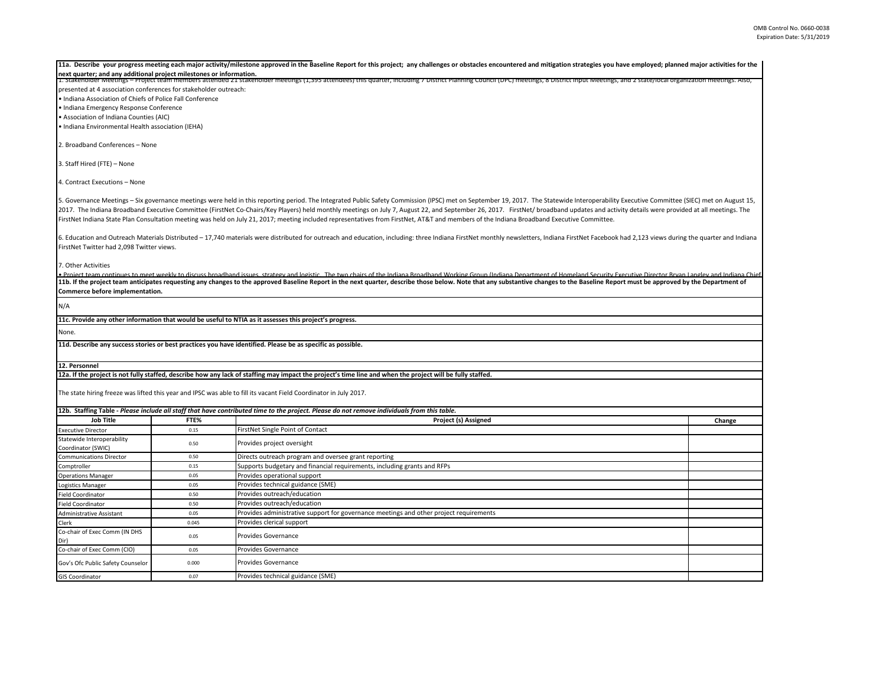**11a. Describe your progress meeting each major activity/milestone approved in the Baseline Report for this project; any challenges or obstacles encountered and mitigation strategies you have employed; planned major activities for the next quarter; and any additional project milestones or information.**

1. Stakeholder Meetings – Project team members attended 21 stakeholder meetings (1,395 attendees) this quarter, including 7 District Planning Council (DPC) meetings, 8 District Input Meetings, and 2 state/local organization meetings. Also, presented at 4 association conferences for stakeholder outreach:
• Indiana Association of Chiefs of Police Fall Conference
• Indiana Emergency Response Conference
• Association of Indiana Counties (AIC)
• Indiana Environmental Health association (IEHA)

2. Broadband Conferences – None

3. Staff Hired (FTE) – None

4. Contract Executions – None

5. Governance Meetings – Six governance meetings were held in this reporting period. The Integrated Public Safety Commission (IPSC) met on September 19, 2017. The Statewide Interoperability Executive Committee (SIEC) met on August 15, 2017. The Indiana Broadband Executive Committee (FirstNet Co-Chairs/Key Players) held monthly meetings on July 7, August 22, and September 26, 2017. FirstNet/ broadband updates and activity details were provided at all meetings. The FirstNet Indiana State Plan Consultation meeting was held on July 21, 2017; meeting included representatives from FirstNet, AT&T and members of the Indiana Broadband Executive Committee.

6. Education and Outreach Materials Distributed – 17,740 materials were distributed for outreach and education, including: three Indiana FirstNet monthly newsletters, Indiana FirstNet Facebook had 2,123 views during the quarter and Indiana FirstNet Twitter had 2,098 Twitter views.

7. Other Activities
• Project team continues to meet weekly to discuss broadband issues, strategy and logistic. The two chairs of the Indiana Broadband Working Group (Indiana Department of Homeland Security Executive Director Bryan Langley and Indiana Chief

**11b. If the project team anticipates requesting any changes to the approved Baseline Report in the next quarter, describe those below. Note that any substantive changes to the Baseline Report must be approved by the Department of Commerce before implementation.**

N/A

**11c. Provide any other information that would be useful to NTIA as it assesses this project's progress.**

None.

**11d. Describe any success stories or best practices you have identified. Please be as specific as possible.**

**12. Personnel**

**12a. If the project is not fully staffed, describe how any lack of staffing may impact the project's time line and when the project will be fully staffed.**

The state hiring freeze was lifted this year and IPSC was able to fill its vacant Field Coordinator in July 2017.

**12b. Staffing Table -** ***Please include all staff that have contributed time to the project. Please do not remove individuals from this table.***

| Job Title | FTE% | Project (s) Assigned | Change |
|---|---|---|---|
| Executive Director | 0.15 | FirstNet Single Point of Contact | |
| Statewide Interoperability Coordinator (SWIC) | 0.50 | Provides project oversight | |
| Communications Director | 0.50 | Directs outreach program and oversee grant reporting | |
| Comptroller | 0.15 | Supports budgetary and financial requirements, including grants and RFPs | |
| Operations Manager | 0.05 | Provides operational support | |
| Logistics Manager | 0.05 | Provides technical guidance (SME) | |
| Field Coordinator | 0.50 | Provides outreach/education | |
| Field Coordinator | 0.50 | Provides outreach/education | |
| Administrative Assistant | 0.05 | Provides administrative support for governance meetings and other project requirements | |
| Clerk | 0.045 | Provides clerical support | |
| Co-chair of Exec Comm (IN DHS Dir) | 0.05 | Provides Governance | |
| Co-chair of Exec Comm (CIO) | 0.05 | Provides Governance | |
| Gov's Ofc Public Safety Counselor | 0.000 | Provides Governance | |
| GIS Coordinator | 0.07 | Provides technical guidance (SME) | |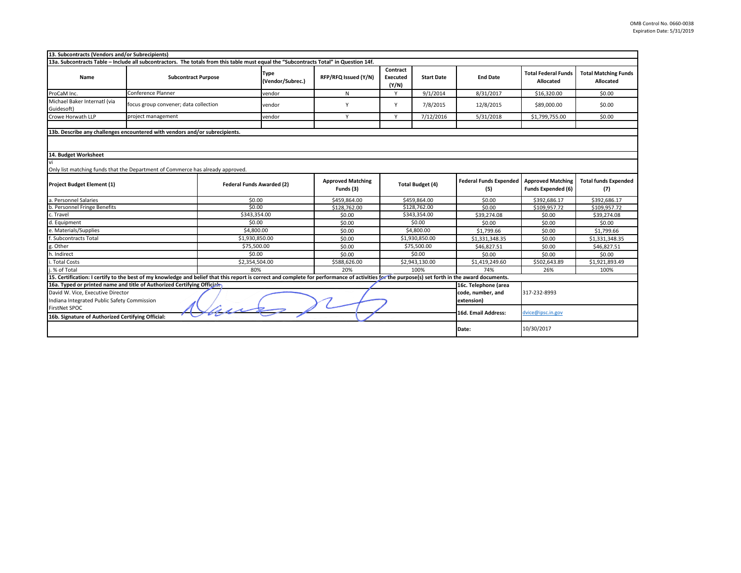OMB Control No. 0660-0038
Expiration Date: 5/31/2019

## 13. Subcontracts (Vendors and/or Subrecipients)

13a. Subcontracts Table – Include all subcontractors. The totals from this table must equal the "Subcontracts Total" in Question 14f.

| Name | Subcontract Purpose | Type (Vendor/Subrec.) | RFP/RFQ Issued (Y/N) | Contract Executed (Y/N) | Start Date | End Date | Total Federal Funds Allocated | Total Matching Funds Allocated |
|---|---|---|---|---|---|---|---|---|
| ProCaM Inc. | Conference Planner | vendor | N | Y | 9/1/2014 | 8/31/2017 | $16,320.00 | $0.00 |
| Michael Baker Internatl (via Guidesoft) | focus group convener; data collection | vendor | Y | Y | 7/8/2015 | 12/8/2015 | $89,000.00 | $0.00 |
| Crowe Horwath LLP | project management | vendor | Y | Y | 7/12/2016 | 5/31/2018 | $1,799,755.00 | $0.00 |
| | | | | | | | | |

13b. Describe any challenges encountered with vendors and/or subrecipients.

## 14. Budget Worksheet

vi

Only list matching funds that the Department of Commerce has already approved.

| Project Budget Element (1) | Federal Funds Awarded (2) | Approved Matching Funds (3) | Total Budget (4) | Federal Funds Expended (5) | Approved Matching Funds Expended (6) | Total funds Expended (7) |
|---|---|---|---|---|---|---|
| a. Personnel Salaries | $0.00 | $459,864.00 | $459,864.00 | $0.00 | $392,686.17 | $392,686.17 |
| b. Personnel Fringe Benefits | $0.00 | $128,762.00 | $128,762.00 | $0.00 | $109,957.72 | $109,957.72 |
| c. Travel | $343,354.00 | $0.00 | $343,354.00 | $39,274.08 | $0.00 | $39,274.08 |
| d. Equipment | $0.00 | $0.00 | $0.00 | $0.00 | $0.00 | $0.00 |
| e. Materials/Supplies | $4,800.00 | $0.00 | $4,800.00 | $1,799.66 | $0.00 | $1,799.66 |
| f. Subcontracts Total | $1,930,850.00 | $0.00 | $1,930,850.00 | $1,331,348.35 | $0.00 | $1,331,348.35 |
| g. Other | $75,500.00 | $0.00 | $75,500.00 | $46,827.51 | $0.00 | $46,827.51 |
| h. Indirect | $0.00 | $0.00 | $0.00 | $0.00 | $0.00 | $0.00 |
| i. Total Costs | $2,354,504.00 | $588,626.00 | $2,943,130.00 | $1,419,249.60 | $502,643.89 | $1,921,893.49 |
| j. % of Total | 80% | 20% | 100% | 74% | 26% | 100% |

15. Certification: I certify to the best of my knowledge and belief that this report is correct and complete for performance of activities for the purpose(s) set forth in the award documents.

| | | | |
|---|---|---|---|
| 16a. Typed or printed name and title of Authorized Certifying Official: David W. Vice, Executive Director, Indiana Integrated Public Safety Commission, FirstNet SPOC | | 16c. Telephone (area code, number, and extension) | 317-232-8993 |
| | | 16d. Email Address: | dvice@ipsc.in.gov |
| 16b. Signature of Authorized Certifying Official: | | Date: | 10/30/2017 |